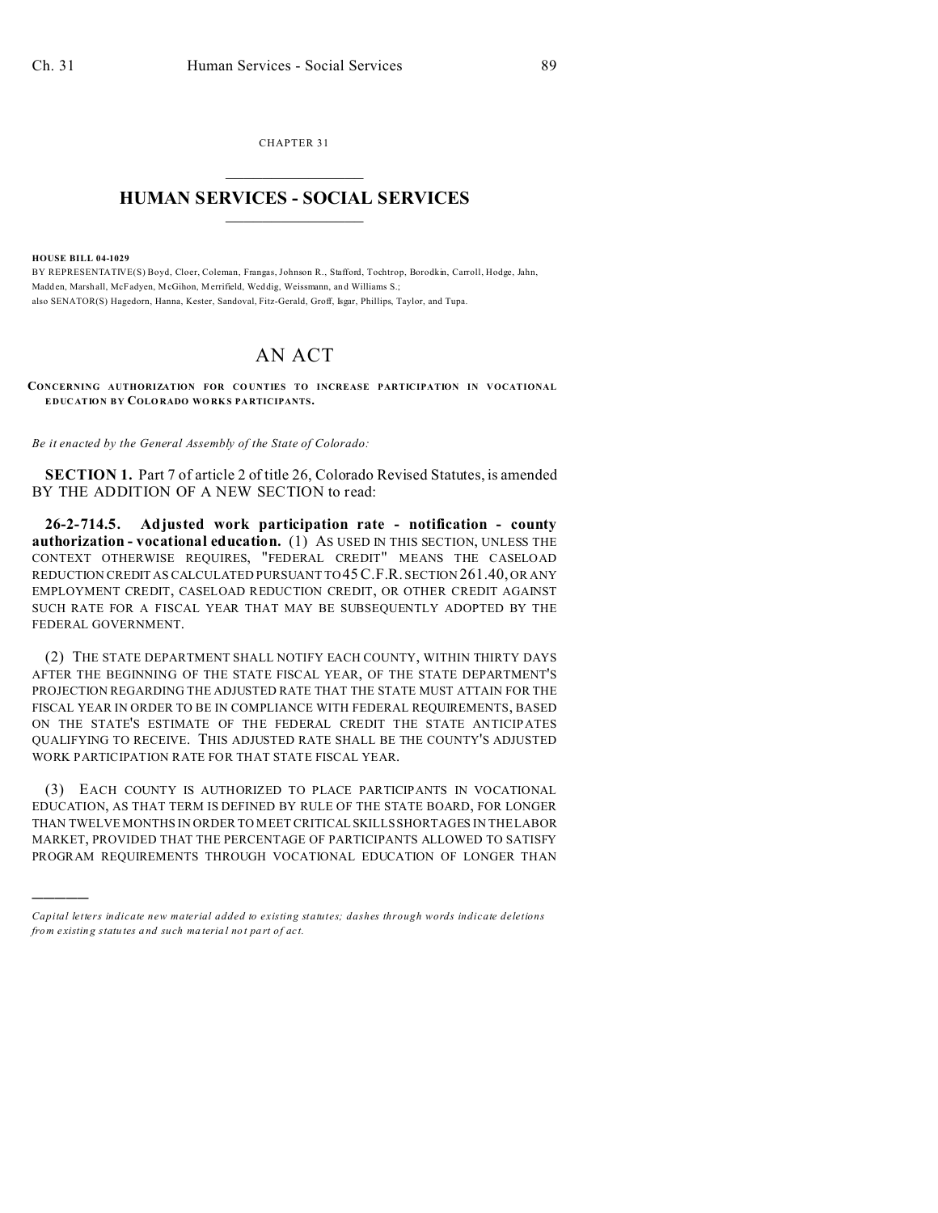CHAPTER 31

# HUMAN SERVICES - SOCIAL SERVICES

**HOUSE BILL 04-1029**

BY REPRESENTATIVE(S) Boyd, Cloer, Coleman, Frangas, Johnson R., Stafford, Tochtrop, Borodkin, Carroll, Hodge, Jahn, Madden, Marshall, McFadyen, McGihon, Merrifield, Weddig, Weissmann, and Williams S.;
also SENATOR(S) Hagedorn, Hanna, Kester, Sandoval, Fitz-Gerald, Groff, Isgar, Phillips, Taylor, and Tupa.

# AN ACT

**CONCERNING AUTHORIZATION FOR COUNTIES TO INCREASE PARTICIPATION IN VOCATIONAL EDUCATION BY COLORADO WORKS PARTICIPANTS.**

*Be it enacted by the General Assembly of the State of Colorado:*

**SECTION 1.** Part 7 of article 2 of title 26, Colorado Revised Statutes, is amended BY THE ADDITION OF A NEW SECTION to read:

**26-2-714.5. Adjusted work participation rate - notification - county authorization - vocational education.** (1) AS USED IN THIS SECTION, UNLESS THE CONTEXT OTHERWISE REQUIRES, "FEDERAL CREDIT" MEANS THE CASELOAD REDUCTION CREDIT AS CALCULATED PURSUANT TO 45 C.F.R. SECTION 261.40, OR ANY EMPLOYMENT CREDIT, CASELOAD REDUCTION CREDIT, OR OTHER CREDIT AGAINST SUCH RATE FOR A FISCAL YEAR THAT MAY BE SUBSEQUENTLY ADOPTED BY THE FEDERAL GOVERNMENT.

(2) THE STATE DEPARTMENT SHALL NOTIFY EACH COUNTY, WITHIN THIRTY DAYS AFTER THE BEGINNING OF THE STATE FISCAL YEAR, OF THE STATE DEPARTMENT'S PROJECTION REGARDING THE ADJUSTED RATE THAT THE STATE MUST ATTAIN FOR THE FISCAL YEAR IN ORDER TO BE IN COMPLIANCE WITH FEDERAL REQUIREMENTS, BASED ON THE STATE'S ESTIMATE OF THE FEDERAL CREDIT THE STATE ANTICIPATES QUALIFYING TO RECEIVE. THIS ADJUSTED RATE SHALL BE THE COUNTY'S ADJUSTED WORK PARTICIPATION RATE FOR THAT STATE FISCAL YEAR.

(3) EACH COUNTY IS AUTHORIZED TO PLACE PARTICIPANTS IN VOCATIONAL EDUCATION, AS THAT TERM IS DEFINED BY RULE OF THE STATE BOARD, FOR LONGER THAN TWELVE MONTHS IN ORDER TO MEET CRITICAL SKILLS SHORTAGES IN THE LABOR MARKET, PROVIDED THAT THE PERCENTAGE OF PARTICIPANTS ALLOWED TO SATISFY PROGRAM REQUIREMENTS THROUGH VOCATIONAL EDUCATION OF LONGER THAN

*Capital letters indicate new material added to existing statutes; dashes through words indicate deletions from existing statutes and such material not part of act.*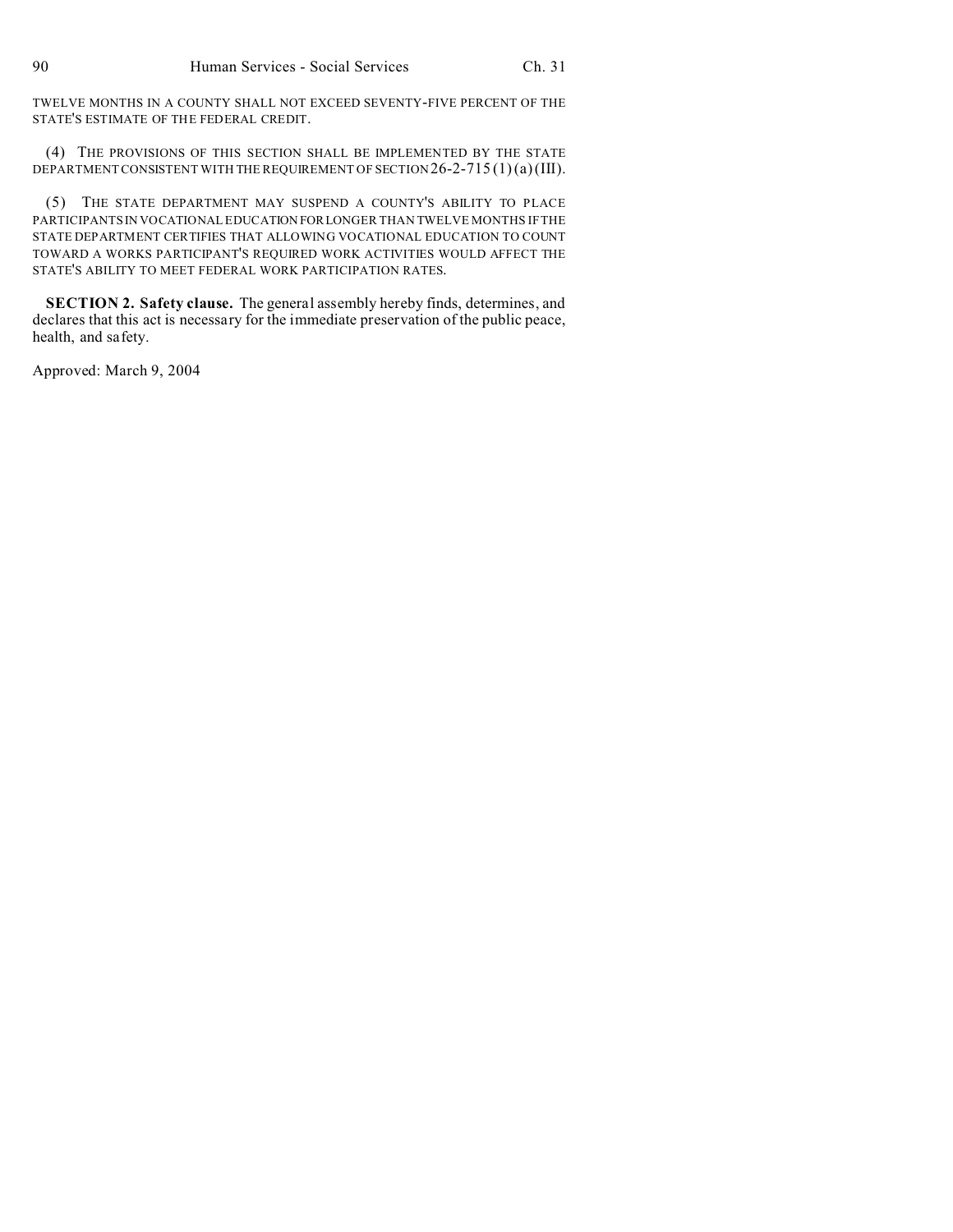TWELVE MONTHS IN A COUNTY SHALL NOT EXCEED SEVENTY-FIVE PERCENT OF THE STATE'S ESTIMATE OF THE FEDERAL CREDIT.

(4) THE PROVISIONS OF THIS SECTION SHALL BE IMPLEMENTED BY THE STATE DEPARTMENT CONSISTENT WITH THE REQUIREMENT OF SECTION 26-2-715 (1) (a) (III).

(5) THE STATE DEPARTMENT MAY SUSPEND A COUNTY'S ABILITY TO PLACE PARTICIPANTS IN VOCATIONAL EDUCATION FOR LONGER THAN TWELVE MONTHS IF THE STATE DEPARTMENT CERTIFIES THAT ALLOWING VOCATIONAL EDUCATION TO COUNT TOWARD A WORKS PARTICIPANT'S REQUIRED WORK ACTIVITIES WOULD AFFECT THE STATE'S ABILITY TO MEET FEDERAL WORK PARTICIPATION RATES.

**SECTION 2. Safety clause.** The general assembly hereby finds, determines, and declares that this act is necessary for the immediate preservation of the public peace, health, and safety.

Approved: March 9, 2004